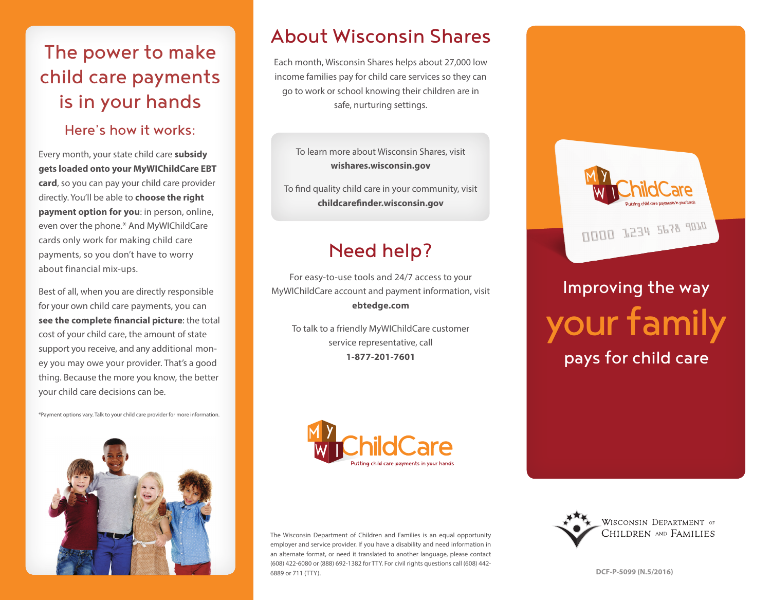# The power to make child care payments is in your hands

## Here's how it works:

Every month, your state child care **subsidy gets loaded onto your MyWIChildCare EBT card**, so you can pay your child care provider directly. You'll be able to **choose the right payment option for you**: in person, online, even over the phone.* And MyWIChildCare cards only work for making child care payments, so you don't have to worry about financial mix-ups.

Best of all, when you are directly responsible for your own child care payments, you can **see the complete financial picture**: the total cost of your child care, the amount of state support you receive, and any additional money you may owe your provider. That's a good thing. Because the more you know, the better your child care decisions can be.

*Payment options vary. Talk to your child care provider for more information.

## About Wisconsin Shares

Each month, Wisconsin Shares helps about 27,000 low income families pay for child care services so they can go to work or school knowing their children are in safe, nurturing settings.

To learn more about Wisconsin Shares, visit **wishares.wisconsin.gov**

To find quality child care in your community, visit **childcarefinder.wisconsin.gov**

## Need help?

For easy-to-use tools and 24/7 access to your MyWIChildCare account and payment information, visit **ebtedge.com**

To talk to a friendly MyWIChildCare customer service representative, call **1-877-201-7601**

MyWIChildCare — Putting child care payments in your hands

The Wisconsin Department of Children and Families is an equal opportunity employer and service provider. If you have a disability and need information in an alternate format, or need it translated to another language, please contact (608) 422-6080 or (888) 692-1382 for TTY. For civil rights questions call (608) 442-6889 or 711 (TTY).

MyWIChildCare — Putting child care payments in your hands

0000 1234 5678 9010

# Improving the way your family pays for child care

Wisconsin Department of Children and Families

DCF-P-5099 (N.5/2016)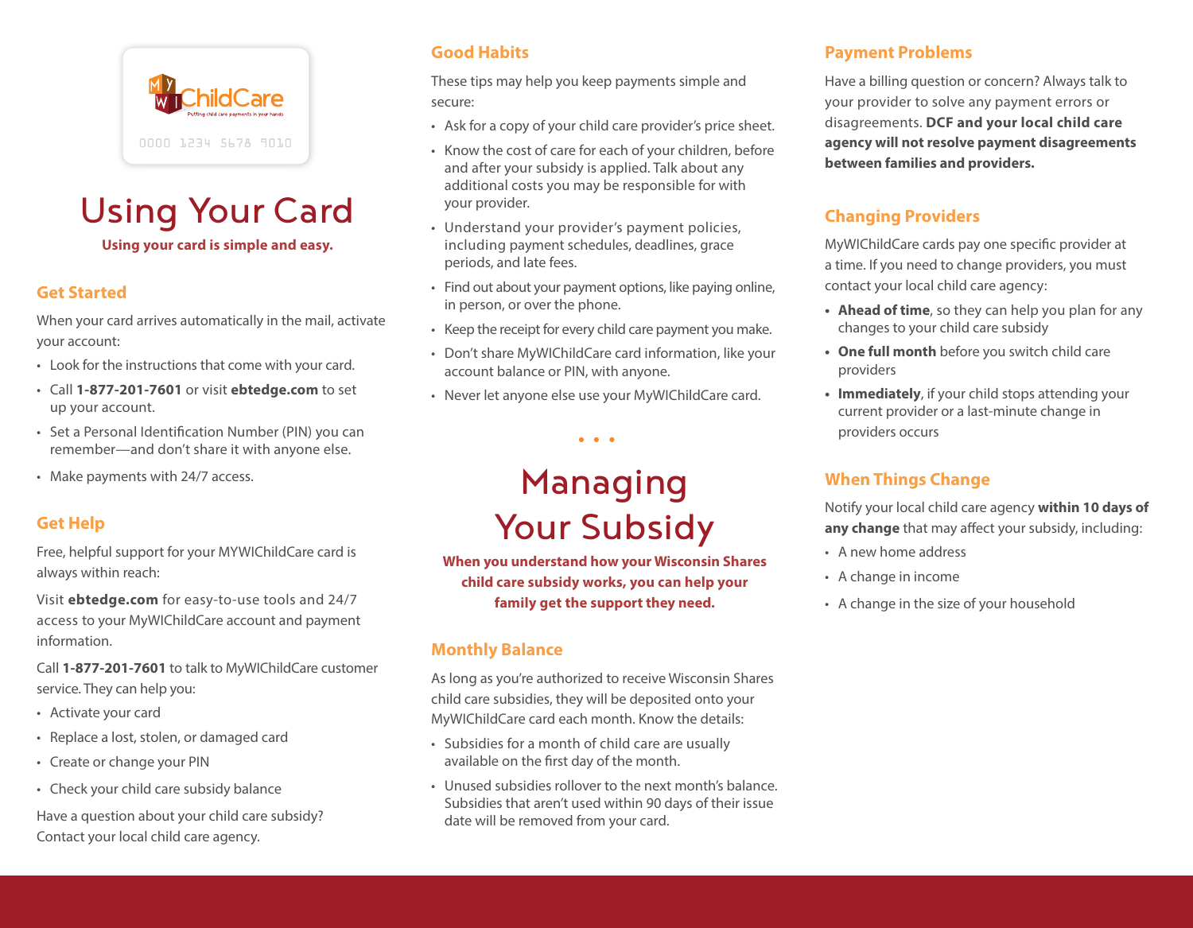# Using Your Card

**Using your card is simple and easy.**

## Get Started

When your card arrives automatically in the mail, activate your account:

- Look for the instructions that come with your card.
- Call **1-877-201-7601** or visit **ebtedge.com** to set up your account.
- Set a Personal Identification Number (PIN) you can remember—and don't share it with anyone else.
- Make payments with 24/7 access.

## Get Help

Free, helpful support for your MYWIChildCare card is always within reach:

Visit **ebtedge.com** for easy-to-use tools and 24/7 access to your MyWIChildCare account and payment information.

Call **1-877-201-7601** to talk to MyWIChildCare customer service. They can help you:

- Activate your card
- Replace a lost, stolen, or damaged card
- Create or change your PIN
- Check your child care subsidy balance

Have a question about your child care subsidy? Contact your local child care agency.

## Good Habits

These tips may help you keep payments simple and secure:

- Ask for a copy of your child care provider's price sheet.
- Know the cost of care for each of your children, before and after your subsidy is applied. Talk about any additional costs you may be responsible for with your provider.
- Understand your provider's payment policies, including payment schedules, deadlines, grace periods, and late fees.
- Find out about your payment options, like paying online, in person, or over the phone.
- Keep the receipt for every child care payment you make.
- Don't share MyWIChildCare card information, like your account balance or PIN, with anyone.
- Never let anyone else use your MyWIChildCare card.

# Managing Your Subsidy

**When you understand how your Wisconsin Shares child care subsidy works, you can help your family get the support they need.**

## Monthly Balance

As long as you're authorized to receive Wisconsin Shares child care subsidies, they will be deposited onto your MyWIChildCare card each month. Know the details:

- Subsidies for a month of child care are usually available on the first day of the month.
- Unused subsidies rollover to the next month's balance. Subsidies that aren't used within 90 days of their issue date will be removed from your card.

## Payment Problems

Have a billing question or concern? Always talk to your provider to solve any payment errors or disagreements. **DCF and your local child care agency will not resolve payment disagreements between families and providers.**

## Changing Providers

MyWIChildCare cards pay one specific provider at a time. If you need to change providers, you must contact your local child care agency:

- **Ahead of time**, so they can help you plan for any changes to your child care subsidy
- **One full month** before you switch child care providers
- **Immediately**, if your child stops attending your current provider or a last-minute change in providers occurs

## When Things Change

Notify your local child care agency **within 10 days of any change** that may affect your subsidy, including:

- A new home address
- A change in income
- A change in the size of your household